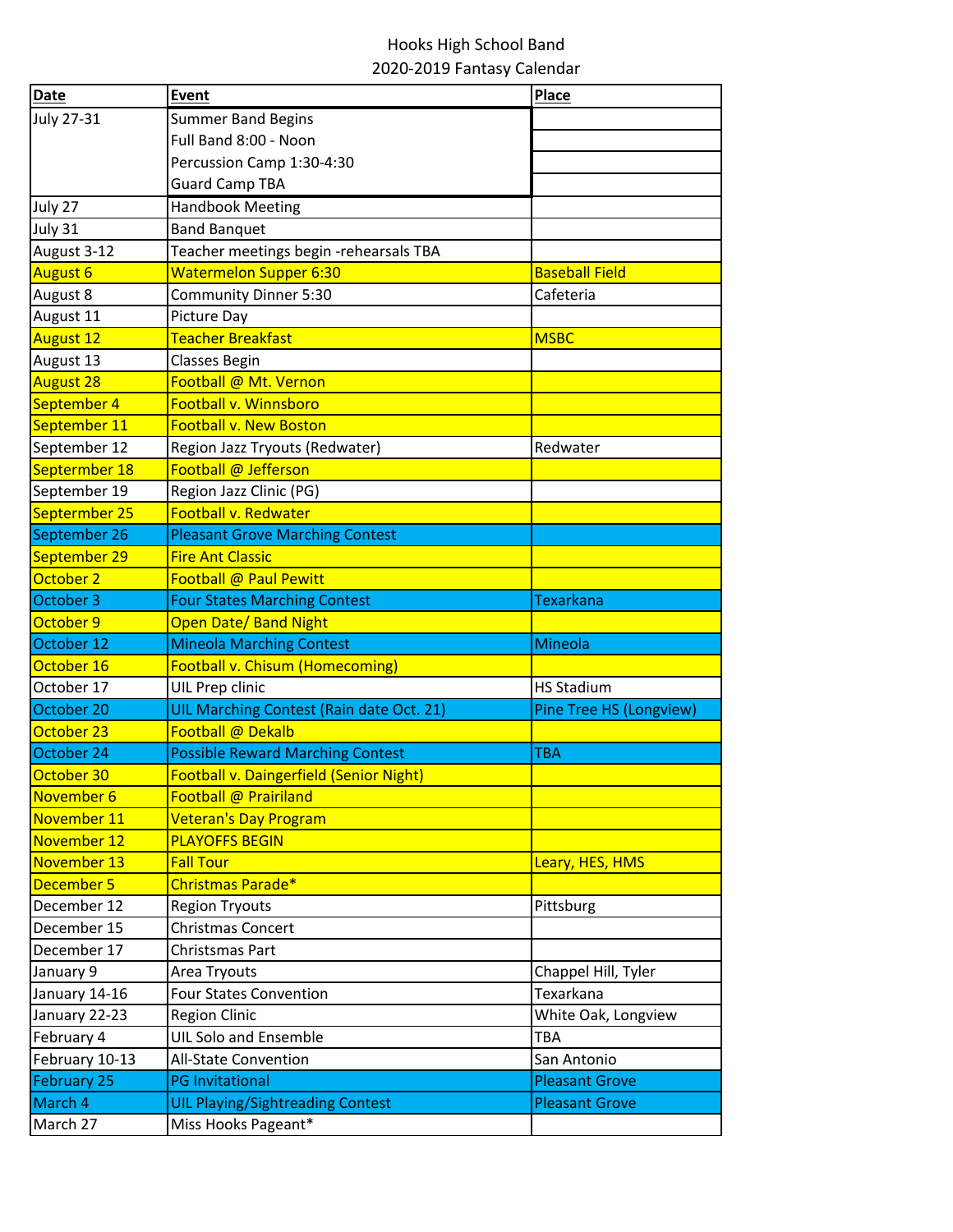# Hooks High School Band

## 2020-2019 Fantasy Calendar

| Date | Event | Place |
|---|---|---|
| July 27-31 | Summer Band Begins | |
| | Full Band 8:00 - Noon | |
| | Percussion Camp 1:30-4:30 | |
| | Guard Camp TBA | |
| July 27 | Handbook Meeting | |
| July 31 | Band Banquet | |
| August 3-12 | Teacher meetings begin -rehearsals TBA | |
| August 6 | Watermelon Supper 6:30 | Baseball Field |
| August 8 | Community Dinner 5:30 | Cafeteria |
| August 11 | Picture Day | |
| August 12 | Teacher Breakfast | MSBC |
| August 13 | Classes Begin | |
| August 28 | Football @ Mt. Vernon | |
| September 4 | Football v. Winnsboro | |
| September 11 | Football v. New Boston | |
| September 12 | Region Jazz Tryouts (Redwater) | Redwater |
| Septermber 18 | Football @ Jefferson | |
| September 19 | Region Jazz Clinic (PG) | |
| Septermber 25 | Football v. Redwater | |
| September 26 | Pleasant Grove Marching Contest | |
| September 29 | Fire Ant Classic | |
| October 2 | Football @ Paul Pewitt | |
| October 3 | Four States Marching Contest | Texarkana |
| October 9 | Open Date/ Band Night | |
| October 12 | Mineola Marching Contest | Mineola |
| October 16 | Football v. Chisum (Homecoming) | |
| October 17 | UIL Prep clinic | HS Stadium |
| October 20 | UIL Marching Contest (Rain date Oct. 21) | Pine Tree HS (Longview) |
| October 23 | Football @ Dekalb | |
| October 24 | Possible Reward Marching Contest | TBA |
| October 30 | Football v. Daingerfield (Senior Night) | |
| November 6 | Football @ Prairiland | |
| November 11 | Veteran's Day Program | |
| November 12 | PLAYOFFS BEGIN | |
| November 13 | Fall Tour | Leary, HES, HMS |
| December 5 | Christmas Parade* | |
| December 12 | Region Tryouts | Pittsburg |
| December 15 | Christmas Concert | |
| December 17 | Christsmas Part | |
| January 9 | Area Tryouts | Chappel Hill, Tyler |
| January 14-16 | Four States Convention | Texarkana |
| January 22-23 | Region Clinic | White Oak, Longview |
| February 4 | UIL Solo and Ensemble | TBA |
| February 10-13 | All-State Convention | San Antonio |
| February 25 | PG Invitational | Pleasant Grove |
| March 4 | UIL Playing/Sightreading Contest | Pleasant Grove |
| March 27 | Miss Hooks Pageant* | |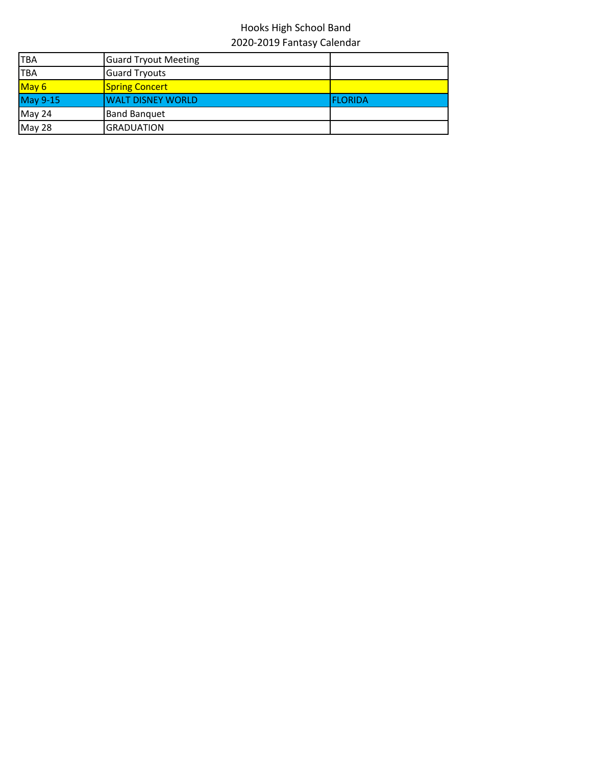Hooks High School Band
2020-2019 Fantasy Calendar

| | | |
|---|---|---|
| TBA | Guard Tryout Meeting | |
| TBA | Guard Tryouts | |
| May 6 | Spring Concert | |
| May 9-15 | WALT DISNEY WORLD | FLORIDA |
| May 24 | Band Banquet | |
| May 28 | GRADUATION | |